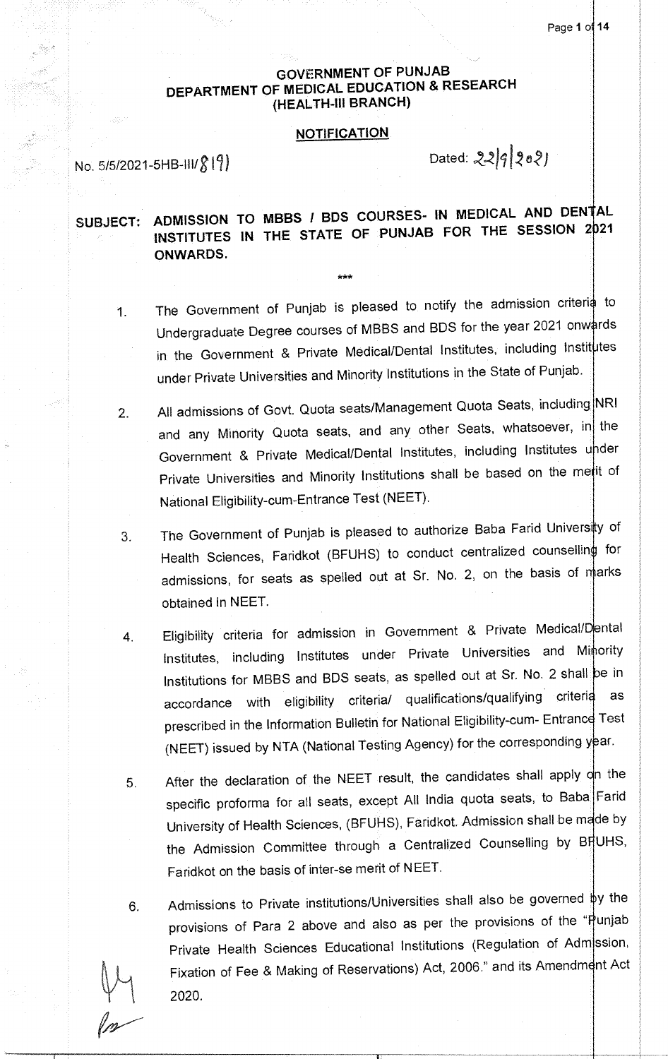**GOVERNMENT OF PUNJAB**
**DEPARTMENT OF MEDICAL EDUCATION & RESEARCH**
**(HEALTH-III BRANCH)**

**NOTIFICATION**

No. 5/5/2021-5HB-III/8191 Dated: 22/9/2021

**SUBJECT: ADMISSION TO MBBS / BDS COURSES- IN MEDICAL AND DENTAL INSTITUTES IN THE STATE OF PUNJAB FOR THE SESSION 2021 ONWARDS.**

\*\*\*

1. The Government of Punjab is pleased to notify the admission criteria to Undergraduate Degree courses of MBBS and BDS for the year 2021 onwards in the Government & Private Medical/Dental Institutes, including Institutes under Private Universities and Minority Institutions in the State of Punjab.

2. All admissions of Govt. Quota seats/Management Quota Seats, including NRI and any Minority Quota seats, and any other Seats, whatsoever, in the Government & Private Medical/Dental Institutes, including Institutes under Private Universities and Minority Institutions shall be based on the merit of National Eligibility-cum-Entrance Test (NEET).

3. The Government of Punjab is pleased to authorize Baba Farid University of Health Sciences, Faridkot (BFUHS) to conduct centralized counselling for admissions, for seats as spelled out at Sr. No. 2, on the basis of marks obtained in NEET.

4. Eligibility criteria for admission in Government & Private Medical/Dental Institutes, including Institutes under Private Universities and Minority Institutions for MBBS and BDS seats, as spelled out at Sr. No. 2 shall be in accordance with eligibility criteria/ qualifications/qualifying criteria as prescribed in the Information Bulletin for National Eligibility-cum- Entrance Test (NEET) issued by NTA (National Testing Agency) for the corresponding year.

5. After the declaration of the NEET result, the candidates shall apply on the specific proforma for all seats, except All India quota seats, to Baba Farid University of Health Sciences, (BFUHS), Faridkot. Admission shall be made by the Admission Committee through a Centralized Counselling by BFUHS, Faridkot on the basis of inter-se merit of NEET.

6. Admissions to Private institutions/Universities shall also be governed by the provisions of Para 2 above and also as per the provisions of the "Punjab Private Health Sciences Educational Institutions (Regulation of Admission, Fixation of Fee & Making of Reservations) Act, 2006." and its Amendment Act 2020.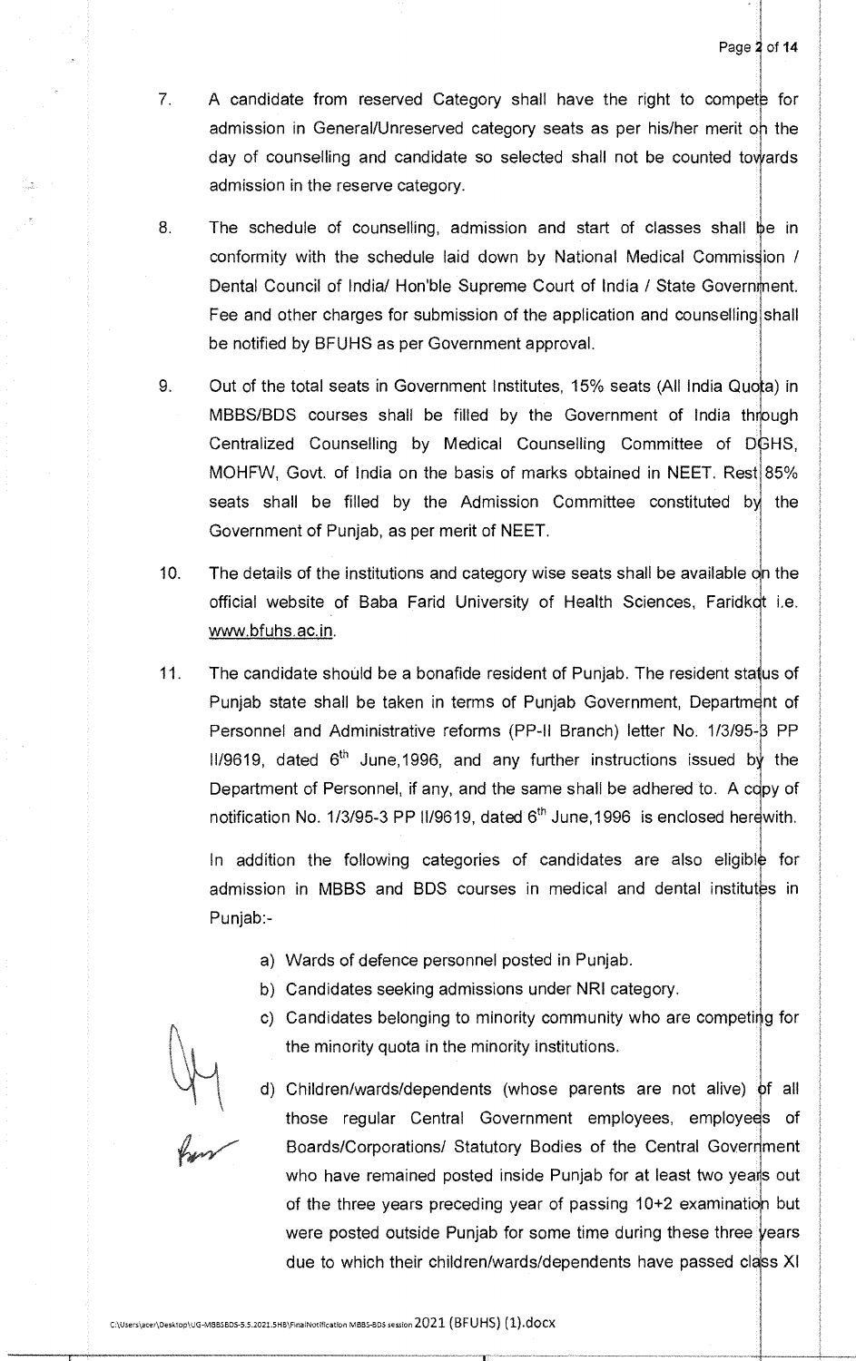7. A candidate from reserved Category shall have the right to compete for admission in General/Unreserved category seats as per his/her merit on the day of counselling and candidate so selected shall not be counted towards admission in the reserve category.

8. The schedule of counselling, admission and start of classes shall be in conformity with the schedule laid down by National Medical Commission / Dental Council of India/ Hon'ble Supreme Court of India / State Government. Fee and other charges for submission of the application and counselling shall be notified by BFUHS as per Government approval.

9. Out of the total seats in Government Institutes, 15% seats (All India Quota) in MBBS/BDS courses shall be filled by the Government of India through Centralized Counselling by Medical Counselling Committee of DGHS, MOHFW, Govt. of India on the basis of marks obtained in NEET. Rest 85% seats shall be filled by the Admission Committee constituted by the Government of Punjab, as per merit of NEET.

10. The details of the institutions and category wise seats shall be available on the official website of Baba Farid University of Health Sciences, Faridkot i.e. www.bfuhs.ac.in.

11. The candidate should be a bonafide resident of Punjab. The resident status of Punjab state shall be taken in terms of Punjab Government, Department of Personnel and Administrative reforms (PP-II Branch) letter No. 1/3/95-3 PP II/9619, dated 6th June,1996, and any further instructions issued by the Department of Personnel, if any, and the same shall be adhered to. A copy of notification No. 1/3/95-3 PP II/9619, dated 6th June,1996 is enclosed herewith.

    In addition the following categories of candidates are also eligible for admission in MBBS and BDS courses in medical and dental institutes in Punjab:-

    a) Wards of defence personnel posted in Punjab.
    b) Candidates seeking admissions under NRI category.
    c) Candidates belonging to minority community who are competing for the minority quota in the minority institutions.
    d) Children/wards/dependents (whose parents are not alive) of all those regular Central Government employees, employees of Boards/Corporations/ Statutory Bodies of the Central Government who have remained posted inside Punjab for at least two years out of the three years preceding year of passing 10+2 examination but were posted outside Punjab for some time during these three years due to which their children/wards/dependents have passed class XI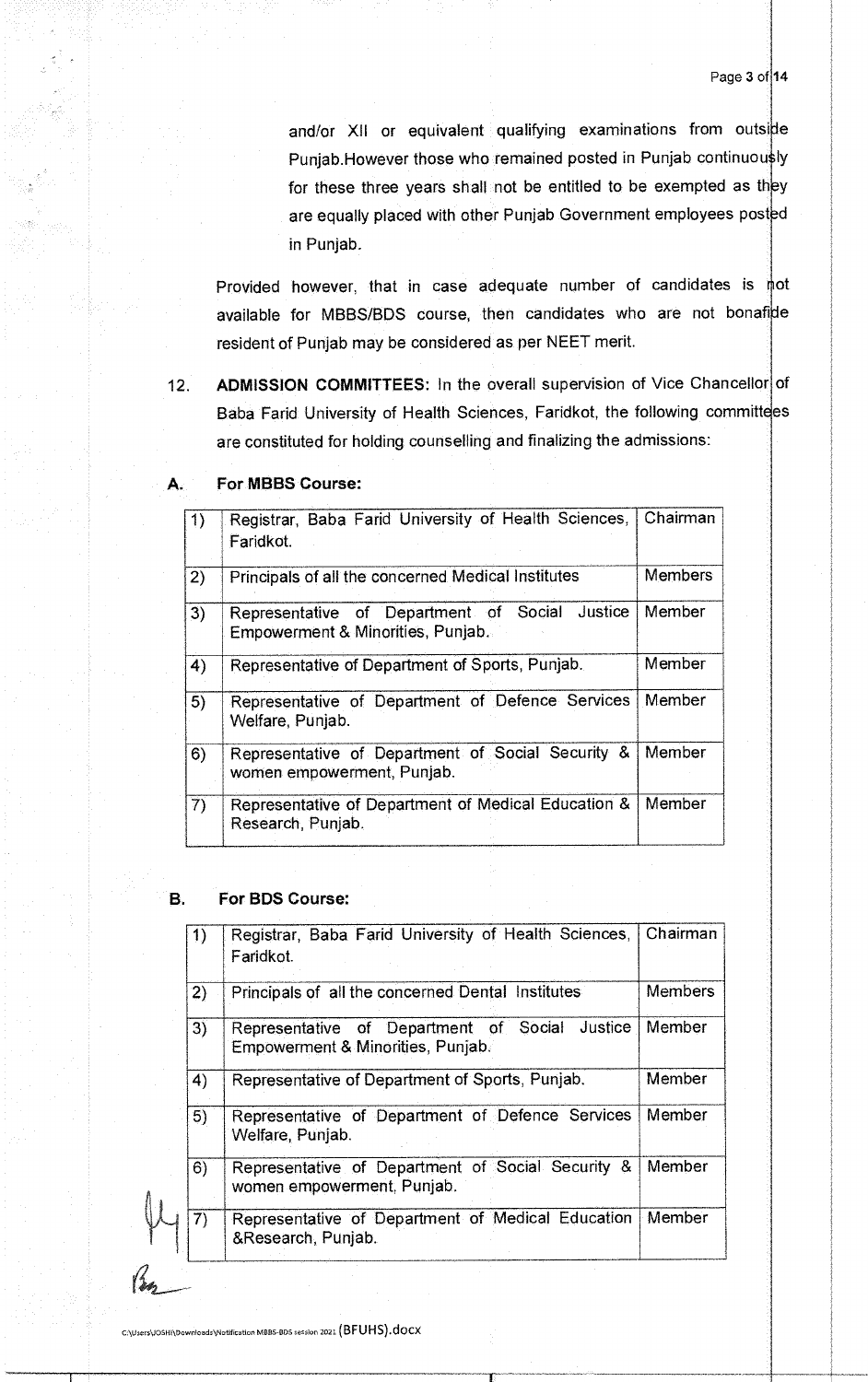and/or XII or equivalent qualifying examinations from outside Punjab.However those who remained posted in Punjab continuously for these three years shall not be entitled to be exempted as they are equally placed with other Punjab Government employees posted in Punjab.

Provided however, that in case adequate number of candidates is not available for MBBS/BDS course, then candidates who are not bonafide resident of Punjab may be considered as per NEET merit.

12. **ADMISSION COMMITTEES:** In the overall supervision of Vice Chancellor of Baba Farid University of Health Sciences, Faridkot, the following committees are constituted for holding counselling and finalizing the admissions:

**A. For MBBS Course:**

| | | |
|---|---|---|
| 1) | Registrar, Baba Farid University of Health Sciences, Faridkot. | Chairman |
| 2) | Principals of all the concerned Medical Institutes | Members |
| 3) | Representative of Department of Social Justice Empowerment & Minorities, Punjab. | Member |
| 4) | Representative of Department of Sports, Punjab. | Member |
| 5) | Representative of Department of Defence Services Welfare, Punjab. | Member |
| 6) | Representative of Department of Social Security & women empowerment, Punjab. | Member |
| 7) | Representative of Department of Medical Education & Research, Punjab. | Member |

**B. For BDS Course:**

| | | |
|---|---|---|
| 1) | Registrar, Baba Farid University of Health Sciences, Faridkot. | Chairman |
| 2) | Principals of all the concerned Dental Institutes | Members |
| 3) | Representative of Department of Social Justice Empowerment & Minorities, Punjab. | Member |
| 4) | Representative of Department of Sports, Punjab. | Member |
| 5) | Representative of Department of Defence Services Welfare, Punjab. | Member |
| 6) | Representative of Department of Social Security & women empowerment, Punjab. | Member |
| 7) | Representative of Department of Medical Education &Research, Punjab. | Member |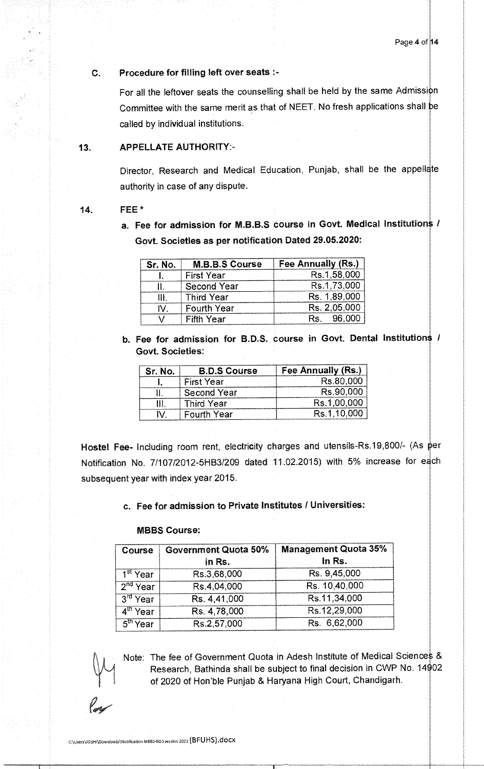**C. Procedure for filling left over seats :-**

For all the leftover seats the counselling shall be held by the same Admission Committee with the same merit as that of NEET. No fresh applications shall be called by individual institutions.

**13. APPELLATE AUTHORITY:-**

Director, Research and Medical Education, Punjab, shall be the appellate authority in case of any dispute.

**14. FEE \***

**a. Fee for admission for M.B.B.S course in Govt. Medical Institutions / Govt. Societies as per notification Dated 29.05.2020:**

| Sr. No. | M.B.B.S Course | Fee Annually (Rs.) |
|---|---|---|
| I. | First Year | Rs.1,58,000 |
| II. | Second Year | Rs.1,73,000 |
| III. | Third Year | Rs. 1,89,000 |
| IV. | Fourth Year | Rs. 2,05,000 |
| V | Fifth Year | Rs. 96,000 |

**b. Fee for admission for B.D.S. course in Govt. Dental Institutions / Govt. Societies:**

| Sr. No. | B.D.S Course | Fee Annually (Rs.) |
|---|---|---|
| I. | First Year | Rs.80,000 |
| II. | Second Year | Rs.90,000 |
| III. | Third Year | Rs.1,00,000 |
| IV. | Fourth Year | Rs.1,10,000 |

**Hostel Fee-** Including room rent, electricity charges and utensils-Rs.19,800/- (As per Notification No. 7/107/2012-5HB3/209 dated 11.02.2015) with 5% increase for each subsequent year with index year 2015.

**c. Fee for admission to Private Institutes / Universities:**

**MBBS Course:**

| Course | Government Quota 50% in Rs. | Management Quota 35% In Rs. |
|---|---|---|
| 1st Year | Rs.3,68,000 | Rs. 9,45,000 |
| 2nd Year | Rs.4,04,000 | Rs. 10,40,000 |
| 3rd Year | Rs. 4,41,000 | Rs.11,34,000 |
| 4th Year | Rs. 4,78,000 | Rs.12,29,000 |
| 5th Year | Rs.2,57,000 | Rs. 6,62,000 |

Note: The fee of Government Quota in Adesh Institute of Medical Sciences & Research, Bathinda shall be subject to final decision in CWP No. 14902 of 2020 of Hon'ble Punjab & Haryana High Court, Chandigarh.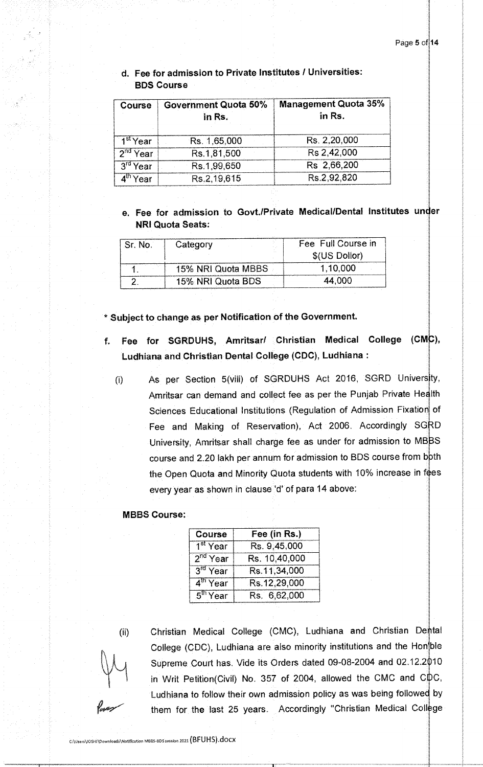d. **Fee for admission to Private Institutes / Universities:**
**BDS Course**

| Course | Government Quota 50% in Rs. | Management Quota 35% in Rs. |
|---|---|---|
| 1st Year | Rs. 1,65,000 | Rs. 2,20,000 |
| 2nd Year | Rs.1,81,500 | Rs 2,42,000 |
| 3rd Year | Rs.1,99,650 | Rs 2,66,200 |
| 4th Year | Rs.2,19,615 | Rs.2,92,820 |

e. **Fee for admission to Govt./Private Medical/Dental Institutes under NRI Quota Seats:**

| Sr. No. | Category | Fee Full Course in $(US Dollor) |
|---|---|---|
| 1. | 15% NRI Quota MBBS | 1,10,000 |
| 2. | 15% NRI Quota BDS | 44,000 |

**\* Subject to change as per Notification of the Government.**

f. **Fee for SGRDUHS, Amritsar/ Christian Medical College (CMC), Ludhiana and Christian Dental College (CDC), Ludhiana :**

(i) As per Section 5(viii) of SGRDUHS Act 2016, SGRD University, Amritsar can demand and collect fee as per the Punjab Private Health Sciences Educational Institutions (Regulation of Admission Fixation of Fee and Making of Reservation), Act 2006. Accordingly SGRD University, Amritsar shall charge fee as under for admission to MBBS course and 2.20 lakh per annum for admission to BDS course from both the Open Quota and Minority Quota students with 10% increase in fees every year as shown in clause 'd' of para 14 above:

**MBBS Course:**

| Course | Fee (in Rs.) |
|---|---|
| 1st Year | Rs. 9,45,000 |
| 2nd Year | Rs. 10,40,000 |
| 3rd Year | Rs.11,34,000 |
| 4th Year | Rs.12,29,000 |
| 5th Year | Rs. 6,62,000 |

(ii) Christian Medical College (CMC), Ludhiana and Christian Dental College (CDC), Ludhiana are also minority institutions and the Hon'ble Supreme Court has. Vide its Orders dated 09-08-2004 and 02.12.2010 in Writ Petition(Civil) No. 357 of 2004, allowed the CMC and CDC, Ludhiana to follow their own admission policy as was being followed by them for the last 25 years. Accordingly "Christian Medical College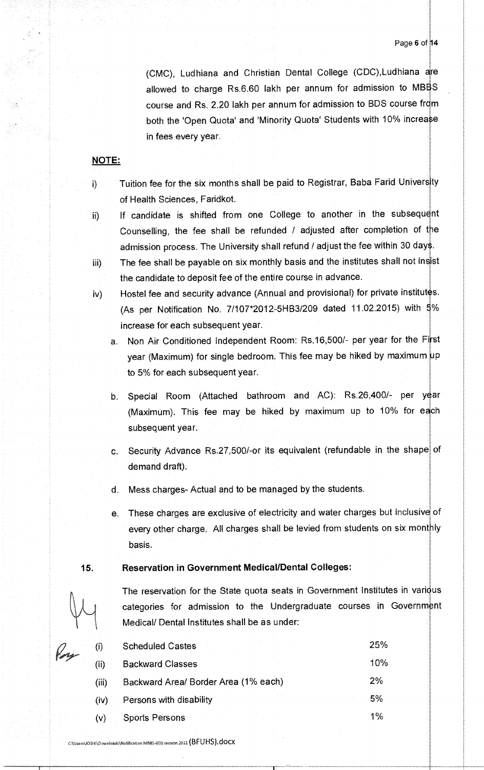(CMC), Ludhiana and Christian Dental College (CDC),Ludhiana are allowed to charge Rs.6.60 lakh per annum for admission to MBBS course and Rs. 2.20 lakh per annum for admission to BDS course from both the 'Open Quota' and 'Minority Quota' Students with 10% increase in fees every year.

**NOTE:**

i) Tuition fee for the six months shall be paid to Registrar, Baba Farid University of Health Sciences, Faridkot.

ii) If candidate is shifted from one College to another in the subsequent Counselling, the fee shall be refunded / adjusted after completion of the admission process. The University shall refund / adjust the fee within 30 days.

iii) The fee shall be payable on six monthly basis and the institutes shall not insist the candidate to deposit fee of the entire course in advance.

iv) Hostel fee and security advance (Annual and provisional) for private institutes. (As per Notification No. 7/107*2012-5HB3/209 dated 11.02.2015) with 5% increase for each subsequent year.

   a. Non Air Conditioned Independent Room: Rs.16,500/- per year for the First year (Maximum) for single bedroom. This fee may be hiked by maximum up to 5% for each subsequent year.

   b. Special Room (Attached bathroom and AC): Rs.26,400/- per year (Maximum). This fee may be hiked by maximum up to 10% for each subsequent year.

   c. Security Advance Rs.27,500/-or its equivalent (refundable in the shape of demand draft).

   d. Mess charges- Actual and to be managed by the students.

   e. These charges are exclusive of electricity and water charges but inclusive of every other charge. All charges shall be levied from students on six monthly basis.

**15. Reservation in Government Medical/Dental Colleges:**

The reservation for the State quota seats in Government Institutes in various categories for admission to the Undergraduate courses in Government Medical/ Dental Institutes shall be as under:

| | | |
|---|---|---|
| (i) | Scheduled Castes | 25% |
| (ii) | Backward Classes | 10% |
| (iii) | Backward Area/ Border Area (1% each) | 2% |
| (iv) | Persons with disability | 5% |
| (v) | Sports Persons | 1% |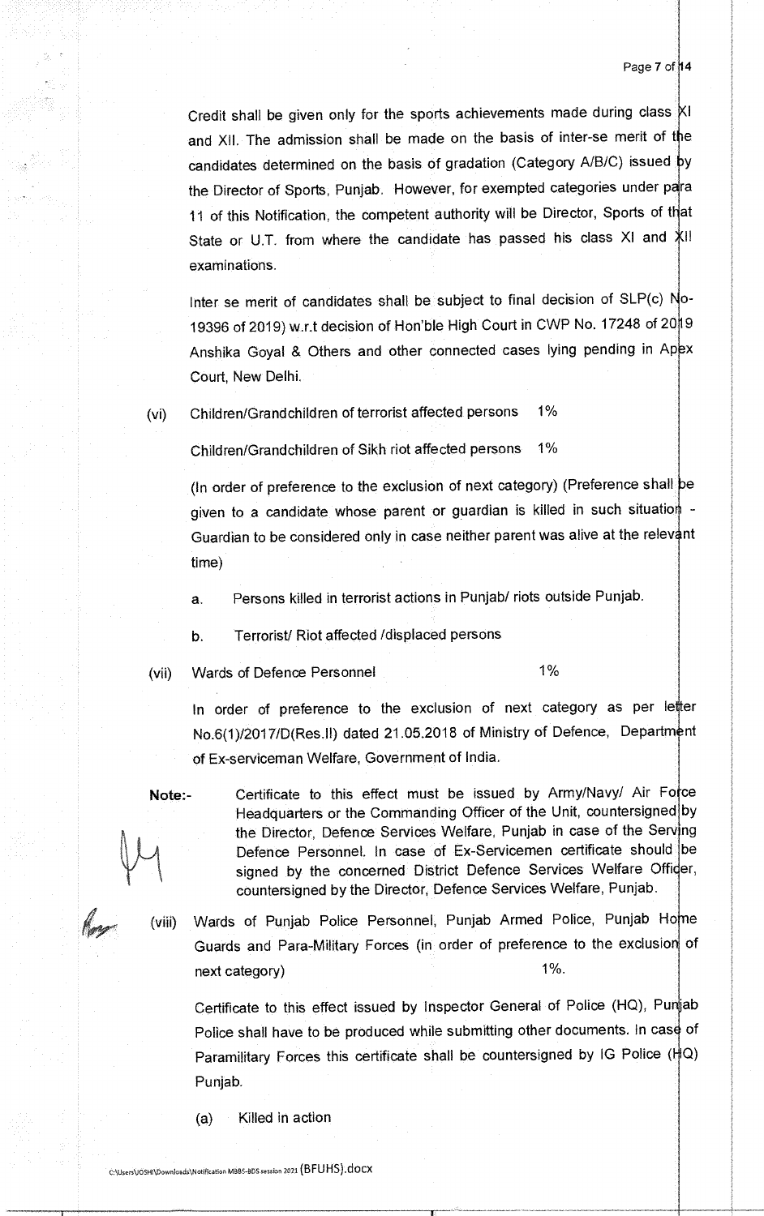Credit shall be given only for the sports achievements made during class XI and XII. The admission shall be made on the basis of inter-se merit of the candidates determined on the basis of gradation (Category A/B/C) issued by the Director of Sports, Punjab. However, for exempted categories under para 11 of this Notification, the competent authority will be Director, Sports of that State or U.T. from where the candidate has passed his class XI and XII examinations.

Inter se merit of candidates shall be subject to final decision of SLP(c) No-19396 of 2019) w.r.t decision of Hon'ble High Court in CWP No. 17248 of 2019 Anshika Goyal & Others and other connected cases lying pending in Apex Court, New Delhi.

(vi) Children/Grandchildren of terrorist affected persons 1%

Children/Grandchildren of Sikh riot affected persons 1%

(In order of preference to the exclusion of next category) (Preference shall be given to a candidate whose parent or guardian is killed in such situation - Guardian to be considered only in case neither parent was alive at the relevant time)

a. Persons killed in terrorist actions in Punjab/ riots outside Punjab.

b. Terrorist/ Riot affected /displaced persons

(vii) Wards of Defence Personnel 1%

In order of preference to the exclusion of next category as per letter No.6(1)/2017/D(Res.II) dated 21.05.2018 of Ministry of Defence, Department of Ex-serviceman Welfare, Government of India.

**Note:-** Certificate to this effect must be issued by Army/Navy/ Air Force Headquarters or the Commanding Officer of the Unit, countersigned by the Director, Defence Services Welfare, Punjab in case of the Serving Defence Personnel. In case of Ex-Servicemen certificate should be signed by the concerned District Defence Services Welfare Officer, countersigned by the Director, Defence Services Welfare, Punjab.

(viii) Wards of Punjab Police Personnel, Punjab Armed Police, Punjab Home Guards and Para-Military Forces (in order of preference to the exclusion of next category) 1%.

Certificate to this effect issued by Inspector General of Police (HQ), Punjab Police shall have to be produced while submitting other documents. In case of Paramilitary Forces this certificate shall be countersigned by IG Police (HQ) Punjab.

(a) Killed in action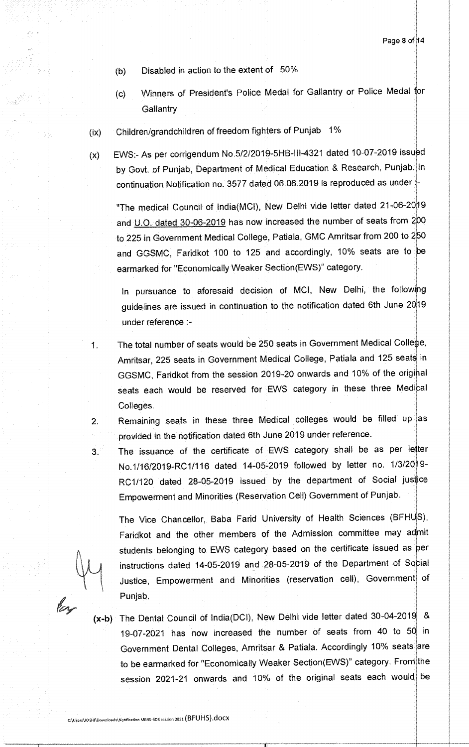(b) Disabled in action to the extent of 50%

(c) Winners of President's Police Medal for Gallantry or Police Medal for Gallantry

(ix) Children/grandchildren of freedom fighters of Punjab 1%

(x) EWS:- As per corrigendum No.5/2/2019-5HB-III-4321 dated 10-07-2019 issued by Govt. of Punjab, Department of Medical Education & Research, Punjab. In continuation Notification no. 3577 dated 06.06.2019 is reproduced as under :-

"The medical Council of India(MCI), New Delhi vide letter dated 21-06-2019 and U.O. dated 30-06-2019 has now increased the number of seats from 200 to 225 in Government Medical College, Patiala, GMC Amritsar from 200 to 250 and GGSMC, Faridkot 100 to 125 and accordingly, 10% seats are to be earmarked for "Economically Weaker Section(EWS)" category.

In pursuance to aforesaid decision of MCI, New Delhi, the following guidelines are issued in continuation to the notification dated 6th June 2019 under reference :-

1. The total number of seats would be 250 seats in Government Medical College, Amritsar, 225 seats in Government Medical College, Patiala and 125 seats in GGSMC, Faridkot from the session 2019-20 onwards and 10% of the original seats each would be reserved for EWS category in these three Medical Colleges.
2. Remaining seats in these three Medical colleges would be filled up as provided in the notification dated 6th June 2019 under reference.
3. The issuance of the certificate of EWS category shall be as per letter No.1/16/2019-RC1/116 dated 14-05-2019 followed by letter no. 1/3/2019-RC1/120 dated 28-05-2019 issued by the department of Social justice Empowerment and Minorities (Reservation Cell) Government of Punjab.

The Vice Chancellor, Baba Farid University of Health Sciences (BFHUS), Faridkot and the other members of the Admission committee may admit students belonging to EWS category based on the certificate issued as per instructions dated 14-05-2019 and 28-05-2019 of the Department of Social Justice, Empowerment and Minorities (reservation cell), Government of Punjab.

**(x-b)** The Dental Council of India(DCI), New Delhi vide letter dated 30-04-2019 & 19-07-2021 has now increased the number of seats from 40 to 50 in Government Dental Colleges, Amritsar & Patiala. Accordingly 10% seats are to be earmarked for "Economically Weaker Section(EWS)" category. From the session 2021-21 onwards and 10% of the original seats each would be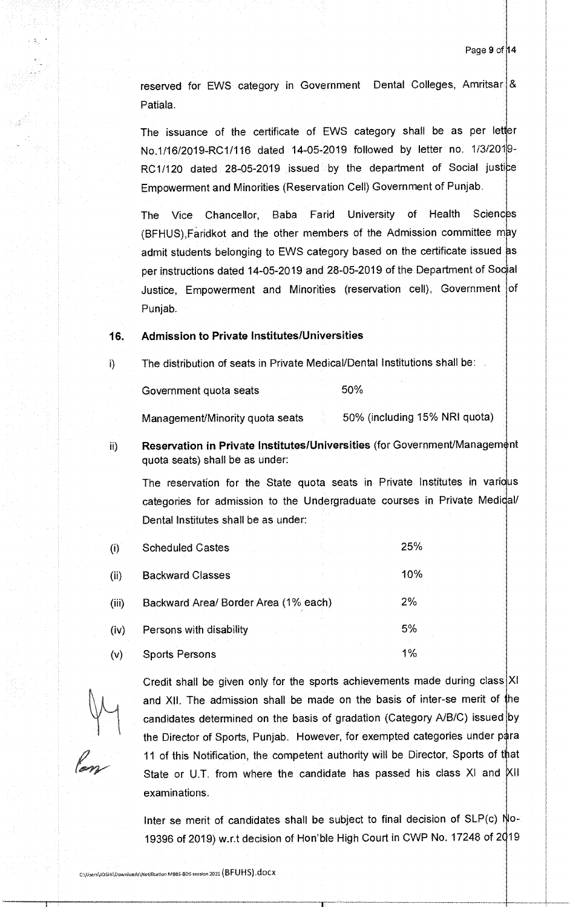reserved for EWS category in Government Dental Colleges, Amritsar & Patiala.

The issuance of the certificate of EWS category shall be as per letter No.1/16/2019-RC1/116 dated 14-05-2019 followed by letter no. 1/3/2019-RC1/120 dated 28-05-2019 issued by the department of Social justice Empowerment and Minorities (Reservation Cell) Government of Punjab.

The Vice Chancellor, Baba Farid University of Health Sciences (BFHUS),Faridkot and the other members of the Admission committee may admit students belonging to EWS category based on the certificate issued as per instructions dated 14-05-2019 and 28-05-2019 of the Department of Social Justice, Empowerment and Minorities (reservation cell), Government of Punjab.

## 16. Admission to Private Institutes/Universities

i) The distribution of seats in Private Medical/Dental Institutions shall be:

| | |
|---|---|
| Government quota seats | 50% |
| Management/Minority quota seats | 50% (including 15% NRI quota) |

ii) **Reservation in Private Institutes/Universities** (for Government/Management quota seats) shall be as under:

The reservation for the State quota seats in Private Institutes in various categories for admission to the Undergraduate courses in Private Medical/ Dental Institutes shall be as under:

| | | |
|---|---|---|
| (i) | Scheduled Castes | 25% |
| (ii) | Backward Classes | 10% |
| (iii) | Backward Area/ Border Area (1% each) | 2% |
| (iv) | Persons with disability | 5% |
| (v) | Sports Persons | 1% |

Credit shall be given only for the sports achievements made during class XI and XII. The admission shall be made on the basis of inter-se merit of the candidates determined on the basis of gradation (Category A/B/C) issued by the Director of Sports, Punjab. However, for exempted categories under para 11 of this Notification, the competent authority will be Director, Sports of that State or U.T. from where the candidate has passed his class XI and XII examinations.

Inter se merit of candidates shall be subject to final decision of SLP(c) No-19396 of 2019) w.r.t decision of Hon'ble High Court in CWP No. 17248 of 2019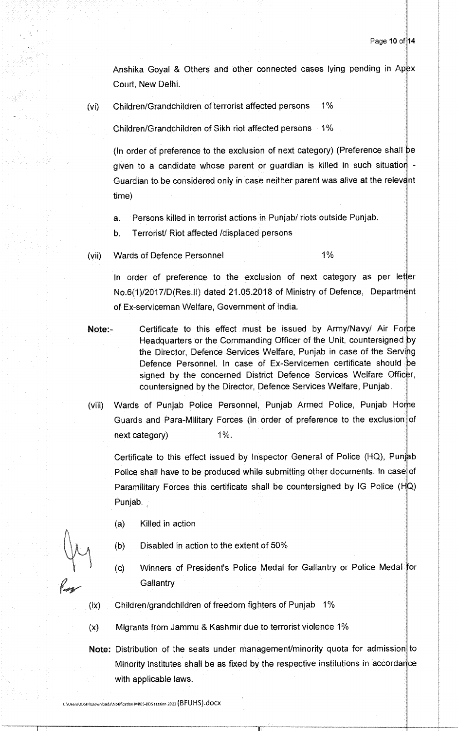Anshika Goyal & Others and other connected cases lying pending in Apex Court, New Delhi.

(vi) Children/Grandchildren of terrorist affected persons 1%

Children/Grandchildren of Sikh riot affected persons 1%

(In order of preference to the exclusion of next category) (Preference shall be given to a candidate whose parent or guardian is killed in such situation - Guardian to be considered only in case neither parent was alive at the relevant time)

a. Persons killed in terrorist actions in Punjab/ riots outside Punjab.

b. Terrorist/ Riot affected /displaced persons

(vii) Wards of Defence Personnel 1%

In order of preference to the exclusion of next category as per letter No.6(1)/2017/D(Res.II) dated 21.05.2018 of Ministry of Defence, Department of Ex-serviceman Welfare, Government of India.

**Note:-** Certificate to this effect must be issued by Army/Navy/ Air Force Headquarters or the Commanding Officer of the Unit, countersigned by the Director, Defence Services Welfare, Punjab in case of the Serving Defence Personnel. In case of Ex-Servicemen certificate should be signed by the concerned District Defence Services Welfare Officer, countersigned by the Director, Defence Services Welfare, Punjab.

(viii) Wards of Punjab Police Personnel, Punjab Armed Police, Punjab Home Guards and Para-Military Forces (in order of preference to the exclusion of next category) 1%.

Certificate to this effect issued by Inspector General of Police (HQ), Punjab Police shall have to be produced while submitting other documents. In case of Paramilitary Forces this certificate shall be countersigned by IG Police (HQ) Punjab.

(a) Killed in action

(b) Disabled in action to the extent of 50%

(c) Winners of President's Police Medal for Gallantry or Police Medal for Gallantry

(ix) Children/grandchildren of freedom fighters of Punjab 1%

(x) Migrants from Jammu & Kashmir due to terrorist violence 1%

**Note:** Distribution of the seats under management/minority quota for admission to Minority institutes shall be as fixed by the respective institutions in accordance with applicable laws.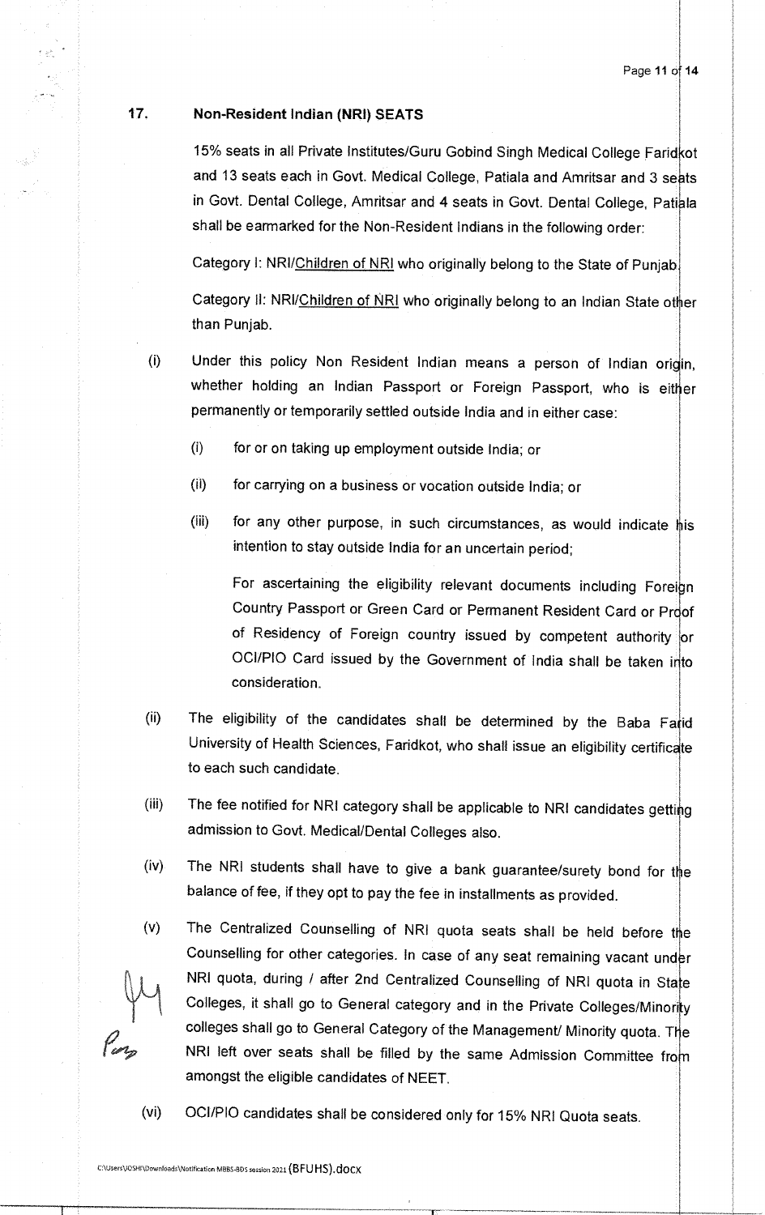## 17. Non-Resident Indian (NRI) SEATS

15% seats in all Private Institutes/Guru Gobind Singh Medical College Faridkot and 13 seats each in Govt. Medical College, Patiala and Amritsar and 3 seats in Govt. Dental College, Amritsar and 4 seats in Govt. Dental College, Patiala shall be earmarked for the Non-Resident Indians in the following order:

Category I: NRI/Children of NRI who originally belong to the State of Punjab.

Category II: NRI/Children of NRI who originally belong to an Indian State other than Punjab.

(i) Under this policy Non Resident Indian means a person of Indian origin, whether holding an Indian Passport or Foreign Passport, who is either permanently or temporarily settled outside India and in either case:

   (i) for or on taking up employment outside India; or

   (ii) for carrying on a business or vocation outside India; or

   (iii) for any other purpose, in such circumstances, as would indicate his intention to stay outside India for an uncertain period;

   For ascertaining the eligibility relevant documents including Foreign Country Passport or Green Card or Permanent Resident Card or Proof of Residency of Foreign country issued by competent authority or OCI/PIO Card issued by the Government of India shall be taken into consideration.

(ii) The eligibility of the candidates shall be determined by the Baba Farid University of Health Sciences, Faridkot, who shall issue an eligibility certificate to each such candidate.

(iii) The fee notified for NRI category shall be applicable to NRI candidates getting admission to Govt. Medical/Dental Colleges also.

(iv) The NRI students shall have to give a bank guarantee/surety bond for the balance of fee, if they opt to pay the fee in installments as provided.

(v) The Centralized Counselling of NRI quota seats shall be held before the Counselling for other categories. In case of any seat remaining vacant under NRI quota, during / after 2nd Centralized Counselling of NRI quota in State Colleges, it shall go to General category and in the Private Colleges/Minority colleges shall go to General Category of the Management/ Minority quota. The NRI left over seats shall be filled by the same Admission Committee from amongst the eligible candidates of NEET.

(vi) OCI/PIO candidates shall be considered only for 15% NRI Quota seats.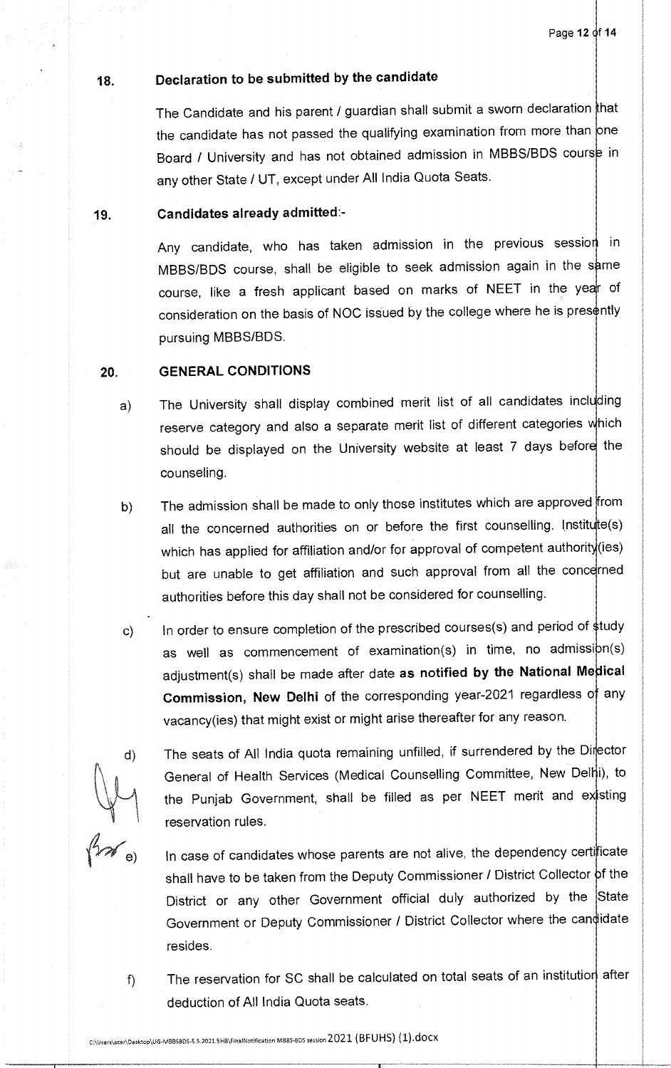## 18. Declaration to be submitted by the candidate

The Candidate and his parent / guardian shall submit a sworn declaration that the candidate has not passed the qualifying examination from more than one Board / University and has not obtained admission in MBBS/BDS course in any other State / UT, except under All India Quota Seats.

## 19. Candidates already admitted:-

Any candidate, who has taken admission in the previous session in MBBS/BDS course, shall be eligible to seek admission again in the same course, like a fresh applicant based on marks of NEET in the year of consideration on the basis of NOC issued by the college where he is presently pursuing MBBS/BDS.

## 20. GENERAL CONDITIONS

a) The University shall display combined merit list of all candidates including reserve category and also a separate merit list of different categories which should be displayed on the University website at least 7 days before the counseling.

b) The admission shall be made to only those institutes which are approved from all the concerned authorities on or before the first counselling. Institute(s) which has applied for affiliation and/or for approval of competent authority(ies) but are unable to get affiliation and such approval from all the concerned authorities before this day shall not be considered for counselling.

c) In order to ensure completion of the prescribed courses(s) and period of study as well as commencement of examination(s) in time, no admission(s) adjustment(s) shall be made after date **as notified by the National Medical Commission, New Delhi** of the corresponding year-2021 regardless of any vacancy(ies) that might exist or might arise thereafter for any reason.

d) The seats of All India quota remaining unfilled, if surrendered by the Director General of Health Services (Medical Counselling Committee, New Delhi), to the Punjab Government, shall be filled as per NEET merit and existing reservation rules.

e) In case of candidates whose parents are not alive, the dependency certificate shall have to be taken from the Deputy Commissioner / District Collector of the District or any other Government official duly authorized by the State Government or Deputy Commissioner / District Collector where the candidate resides.

f) The reservation for SC shall be calculated on total seats of an institution after deduction of All India Quota seats.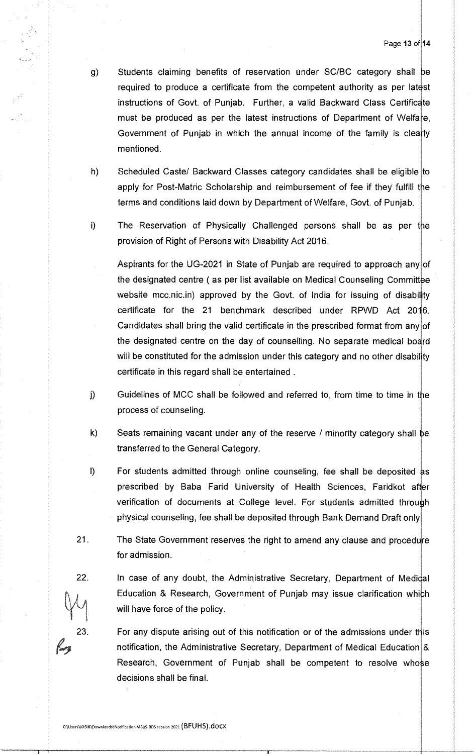g) Students claiming benefits of reservation under SC/BC category shall be required to produce a certificate from the competent authority as per latest instructions of Govt. of Punjab. Further, a valid Backward Class Certificate must be produced as per the latest instructions of Department of Welfare, Government of Punjab in which the annual income of the family is clearly mentioned.

h) Scheduled Caste/ Backward Classes category candidates shall be eligible to apply for Post-Matric Scholarship and reimbursement of fee if they fulfill the terms and conditions laid down by Department of Welfare, Govt. of Punjab.

i) The Reservation of Physically Challenged persons shall be as per the provision of Right of Persons with Disability Act 2016.

   Aspirants for the UG-2021 in State of Punjab are required to approach any of the designated centre ( as per list available on Medical Counseling Committee website mcc.nic.in) approved by the Govt. of India for issuing of disability certificate for the 21 benchmark described under RPWD Act 2016. Candidates shall bring the valid certificate in the prescribed format from any of the designated centre on the day of counselling. No separate medical board will be constituted for the admission under this category and no other disability certificate in this regard shall be entertained .

j) Guidelines of MCC shall be followed and referred to, from time to time in the process of counseling.

k) Seats remaining vacant under any of the reserve / minority category shall be transferred to the General Category.

l) For students admitted through online counseling, fee shall be deposited as prescribed by Baba Farid University of Health Sciences, Faridkot after verification of documents at College level. For students admitted through physical counseling, fee shall be deposited through Bank Demand Draft only.

21. The State Government reserves the right to amend any clause and procedure for admission.

22. In case of any doubt, the Administrative Secretary, Department of Medical Education & Research, Government of Punjab may issue clarification which will have force of the policy.

23. For any dispute arising out of this notification or of the admissions under this notification, the Administrative Secretary, Department of Medical Education & Research, Government of Punjab shall be competent to resolve whose decisions shall be final.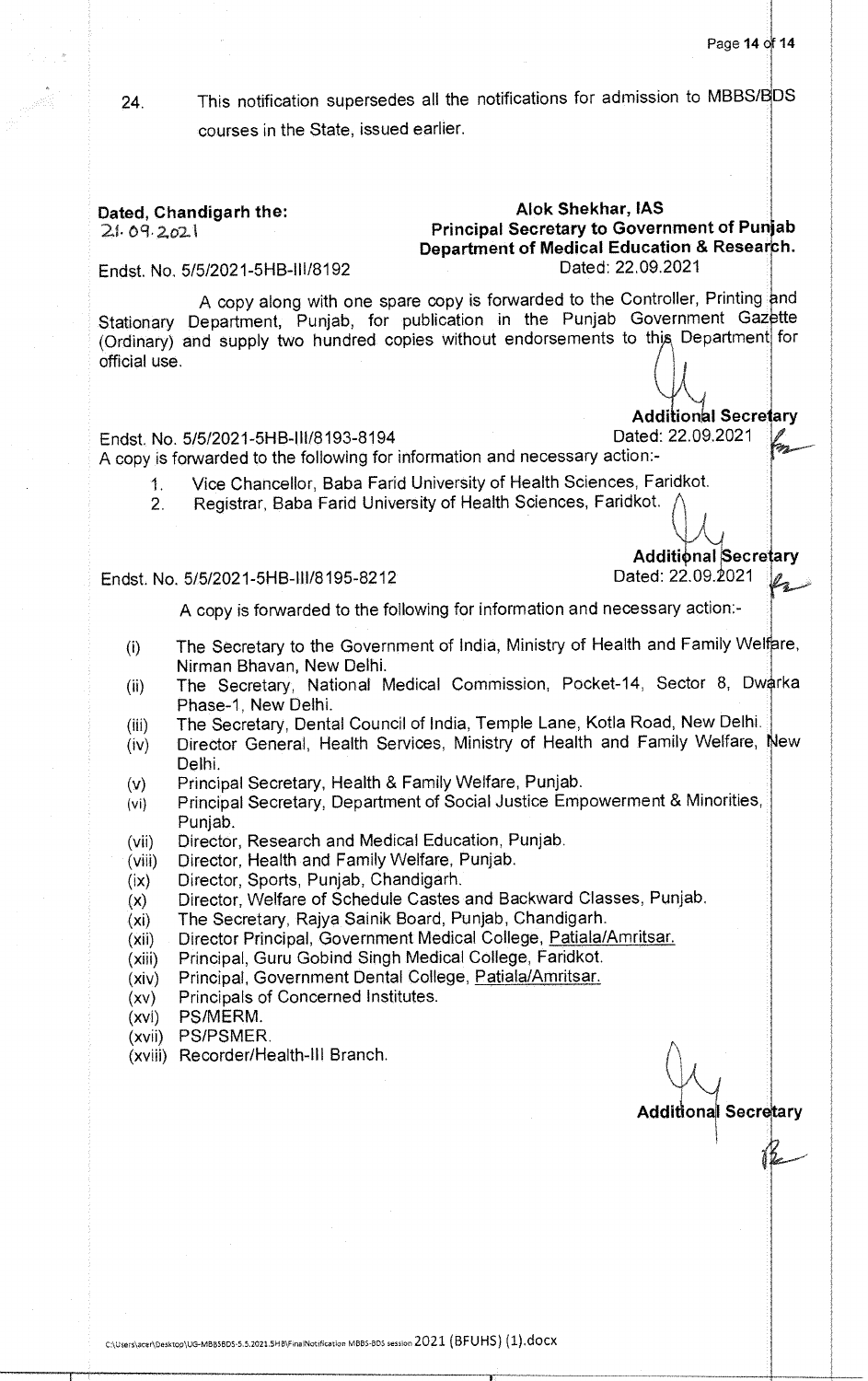24. This notification supersedes all the notifications for admission to MBBS/BDS courses in the State, issued earlier.

**Dated, Chandigarh the:**
21.09.2021

**Alok Shekhar, IAS**
**Principal Secretary to Government of Punjab**
**Department of Medical Education & Research.**

Endst. No. 5/5/2021-5HB-III/8192 Dated: 22.09.2021

A copy along with one spare copy is forwarded to the Controller, Printing and Stationary Department, Punjab, for publication in the Punjab Government Gazette (Ordinary) and supply two hundred copies without endorsements to this Department for official use.

**Additional Secretary**

Endst. No. 5/5/2021-5HB-III/8193-8194 Dated: 22.09.2021

A copy is forwarded to the following for information and necessary action:-

1. Vice Chancellor, Baba Farid University of Health Sciences, Faridkot.
2. Registrar, Baba Farid University of Health Sciences, Faridkot.

**Additional Secretary**

Endst. No. 5/5/2021-5HB-III/8195-8212 Dated: 22.09.2021

A copy is forwarded to the following for information and necessary action:-

(i) The Secretary to the Government of India, Ministry of Health and Family Welfare, Nirman Bhavan, New Delhi.
(ii) The Secretary, National Medical Commission, Pocket-14, Sector 8, Dwarka Phase-1, New Delhi.
(iii) The Secretary, Dental Council of India, Temple Lane, Kotla Road, New Delhi.
(iv) Director General, Health Services, Ministry of Health and Family Welfare, New Delhi.
(v) Principal Secretary, Health & Family Welfare, Punjab.
(vi) Principal Secretary, Department of Social Justice Empowerment & Minorities, Punjab.
(vii) Director, Research and Medical Education, Punjab.
(viii) Director, Health and Family Welfare, Punjab.
(ix) Director, Sports, Punjab, Chandigarh.
(x) Director, Welfare of Schedule Castes and Backward Classes, Punjab.
(xi) The Secretary, Rajya Sainik Board, Punjab, Chandigarh.
(xii) Director Principal, Government Medical College, Patiala/Amritsar.
(xiii) Principal, Guru Gobind Singh Medical College, Faridkot.
(xiv) Principal, Government Dental College, Patiala/Amritsar.
(xv) Principals of Concerned Institutes.
(xvi) PS/MERM.
(xvii) PS/PSMER.
(xviii) Recorder/Health-III Branch.

**Additional Secretary**